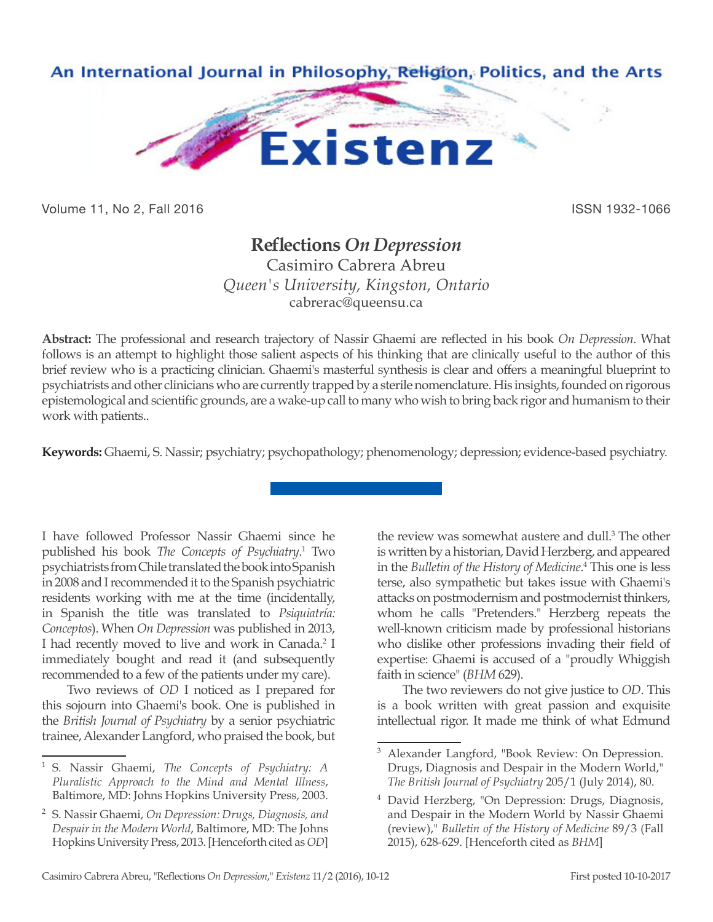# Reflections *On Depression*

Casimiro Cabrera Abreu

*Queen's University, Kingston, Ontario*

cabrerac@queensu.ca

**Abstract:** The professional and research trajectory of Nassir Ghaemi are reflected in his book *On Depression*. What follows is an attempt to highlight those salient aspects of his thinking that are clinically useful to the author of this brief review who is a practicing clinician. Ghaemi's masterful synthesis is clear and offers a meaningful blueprint to psychiatrists and other clinicians who are currently trapped by a sterile nomenclature. His insights, founded on rigorous epistemological and scientific grounds, are a wake-up call to many who wish to bring back rigor and humanism to their work with patients..

**Keywords:** Ghaemi, S. Nassir; psychiatry; psychopathology; phenomenology; depression; evidence-based psychiatry.

---

I have followed Professor Nassir Ghaemi since he published his book *The Concepts of Psychiatry*.[1] Two psychiatrists from Chile translated the book into Spanish in 2008 and I recommended it to the Spanish psychiatric residents working with me at the time (incidentally, in Spanish the title was translated to *Psiquiatría: Conceptos*). When *On Depression* was published in 2013, I had recently moved to live and work in Canada.[2] I immediately bought and read it (and subsequently recommended to a few of the patients under my care).

Two reviews of *OD* I noticed as I prepared for this sojourn into Ghaemi's book. One is published in the *British Journal of Psychiatry* by a senior psychiatric trainee, Alexander Langford, who praised the book, but the review was somewhat austere and dull.[3] The other is written by a historian, David Herzberg, and appeared in the *Bulletin of the History of Medicine*.[4] This one is less terse, also sympathetic but takes issue with Ghaemi's attacks on postmodernism and postmodernist thinkers, whom he calls "Pretenders." Herzberg repeats the well-known criticism made by professional historians who dislike other professions invading their field of expertise: Ghaemi is accused of a "proudly Whiggish faith in science" (*BHM* 629).

The two reviewers do not give justice to *OD*. This is a book written with great passion and exquisite intellectual rigor. It made me think of what Edmund

---

[1] S. Nassir Ghaemi, *The Concepts of Psychiatry: A Pluralistic Approach to the Mind and Mental Illness*, Baltimore, MD: Johns Hopkins University Press, 2003.

[2] S. Nassir Ghaemi, *On Depression: Drugs, Diagnosis, and Despair in the Modern World*, Baltimore, MD: The Johns Hopkins University Press, 2013. [Henceforth cited as *OD*]

[3] Alexander Langford, "Book Review: On Depression. Drugs, Diagnosis and Despair in the Modern World," *The British Journal of Psychiatry* 205/1 (July 2014), 80.

[4] David Herzberg, "On Depression: Drugs, Diagnosis, and Despair in the Modern World by Nassir Ghaemi (review)," *Bulletin of the History of Medicine* 89/3 (Fall 2015), 628-629. [Henceforth cited as *BHM*]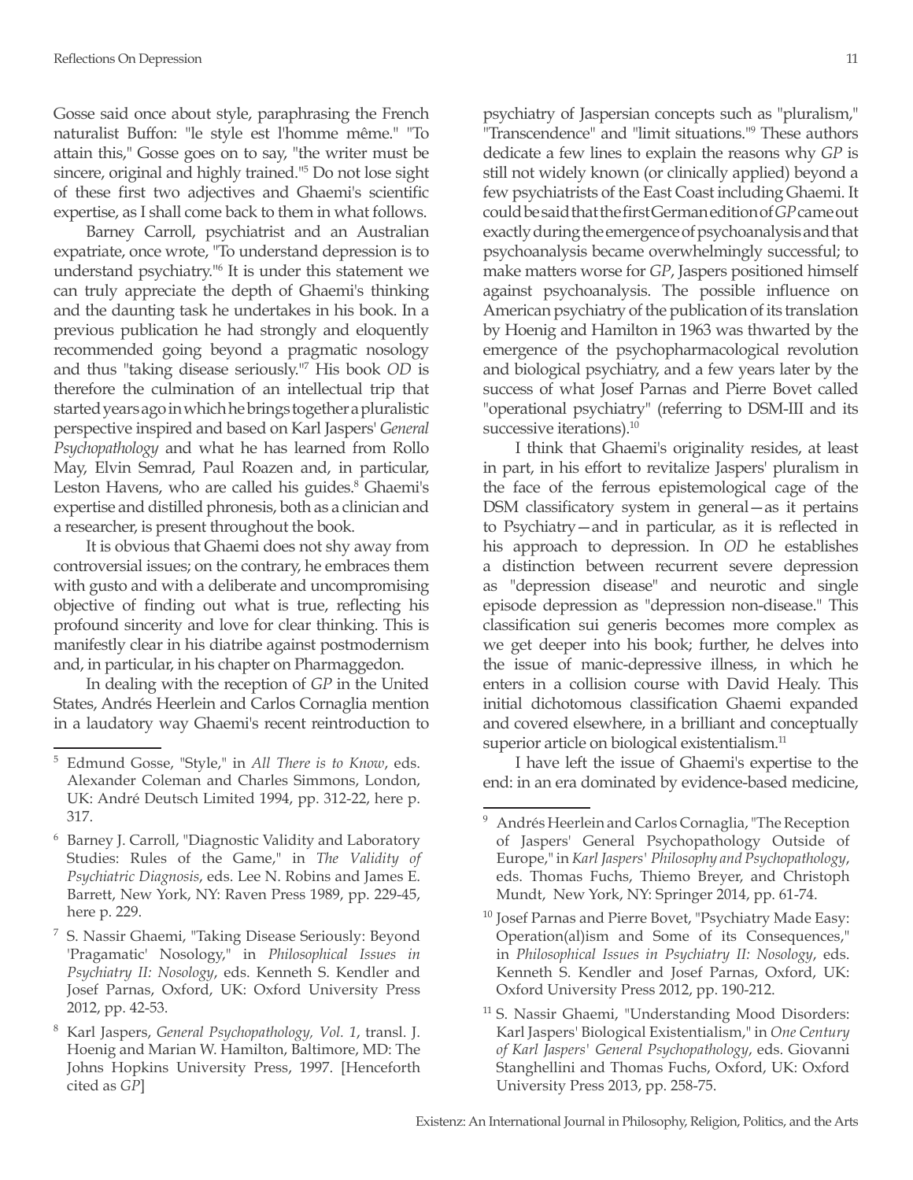Gosse said once about style, paraphrasing the French naturalist Buffon: "le style est l'homme même." "To attain this," Gosse goes on to say, "the writer must be sincere, original and highly trained."[5] Do not lose sight of these first two adjectives and Ghaemi's scientific expertise, as I shall come back to them in what follows.

Barney Carroll, psychiatrist and an Australian expatriate, once wrote, "To understand depression is to understand psychiatry."[6] It is under this statement we can truly appreciate the depth of Ghaemi's thinking and the daunting task he undertakes in his book. In a previous publication he had strongly and eloquently recommended going beyond a pragmatic nosology and thus "taking disease seriously."[7] His book *OD* is therefore the culmination of an intellectual trip that started years ago in which he brings together a pluralistic perspective inspired and based on Karl Jaspers' *General Psychopathology* and what he has learned from Rollo May, Elvin Semrad, Paul Roazen and, in particular, Leston Havens, who are called his guides.[8] Ghaemi's expertise and distilled phronesis, both as a clinician and a researcher, is present throughout the book.

It is obvious that Ghaemi does not shy away from controversial issues; on the contrary, he embraces them with gusto and with a deliberate and uncompromising objective of finding out what is true, reflecting his profound sincerity and love for clear thinking. This is manifestly clear in his diatribe against postmodernism and, in particular, in his chapter on Pharmaggedon.

In dealing with the reception of *GP* in the United States, Andrés Heerlein and Carlos Cornaglia mention in a laudatory way Ghaemi's recent reintroduction to psychiatry of Jaspersian concepts such as "pluralism," "Transcendence" and "limit situations."[9] These authors dedicate a few lines to explain the reasons why *GP* is still not widely known (or clinically applied) beyond a few psychiatrists of the East Coast including Ghaemi. It could be said that the first German edition of *GP* came out exactly during the emergence of psychoanalysis and that psychoanalysis became overwhelmingly successful; to make matters worse for *GP*, Jaspers positioned himself against psychoanalysis. The possible influence on American psychiatry of the publication of its translation by Hoenig and Hamilton in 1963 was thwarted by the emergence of the psychopharmacological revolution and biological psychiatry, and a few years later by the success of what Josef Parnas and Pierre Bovet called "operational psychiatry" (referring to DSM-III and its successive iterations).[10]

I think that Ghaemi's originality resides, at least in part, in his effort to revitalize Jaspers' pluralism in the face of the ferrous epistemological cage of the DSM classificatory system in general—as it pertains to Psychiatry—and in particular, as it is reflected in his approach to depression. In *OD* he establishes a distinction between recurrent severe depression as "depression disease" and neurotic and single episode depression as "depression non-disease." This classification sui generis becomes more complex as we get deeper into his book; further, he delves into the issue of manic-depressive illness, in which he enters in a collision course with David Healy. This initial dichotomous classification Ghaemi expanded and covered elsewhere, in a brilliant and conceptually superior article on biological existentialism.[11]

I have left the issue of Ghaemi's expertise to the end: in an era dominated by evidence-based medicine,

---

[5] Edmund Gosse, "Style," in *All There is to Know*, eds. Alexander Coleman and Charles Simmons, London, UK: André Deutsch Limited 1994, pp. 312-22, here p. 317.

[6] Barney J. Carroll, "Diagnostic Validity and Laboratory Studies: Rules of the Game," in *The Validity of Psychiatric Diagnosis*, eds. Lee N. Robins and James E. Barrett, New York, NY: Raven Press 1989, pp. 229-45, here p. 229.

[7] S. Nassir Ghaemi, "Taking Disease Seriously: Beyond 'Pragamatic' Nosology," in *Philosophical Issues in Psychiatry II: Nosology*, eds. Kenneth S. Kendler and Josef Parnas, Oxford, UK: Oxford University Press 2012, pp. 42-53.

[8] Karl Jaspers, *General Psychopathology, Vol. 1*, transl. J. Hoenig and Marian W. Hamilton, Baltimore, MD: The Johns Hopkins University Press, 1997. [Henceforth cited as *GP*]

[9] Andrés Heerlein and Carlos Cornaglia, "The Reception of Jaspers' General Psychopathology Outside of Europe," in *Karl Jaspers' Philosophy and Psychopathology*, eds. Thomas Fuchs, Thiemo Breyer, and Christoph Mundt, New York, NY: Springer 2014, pp. 61-74.

[10] Josef Parnas and Pierre Bovet, "Psychiatry Made Easy: Operation(al)ism and Some of its Consequences," in *Philosophical Issues in Psychiatry II: Nosology*, eds. Kenneth S. Kendler and Josef Parnas, Oxford, UK: Oxford University Press 2012, pp. 190-212.

[11] S. Nassir Ghaemi, "Understanding Mood Disorders: Karl Jaspers' Biological Existentialism," in *One Century of Karl Jaspers' General Psychopathology*, eds. Giovanni Stanghellini and Thomas Fuchs, Oxford, UK: Oxford University Press 2013, pp. 258-75.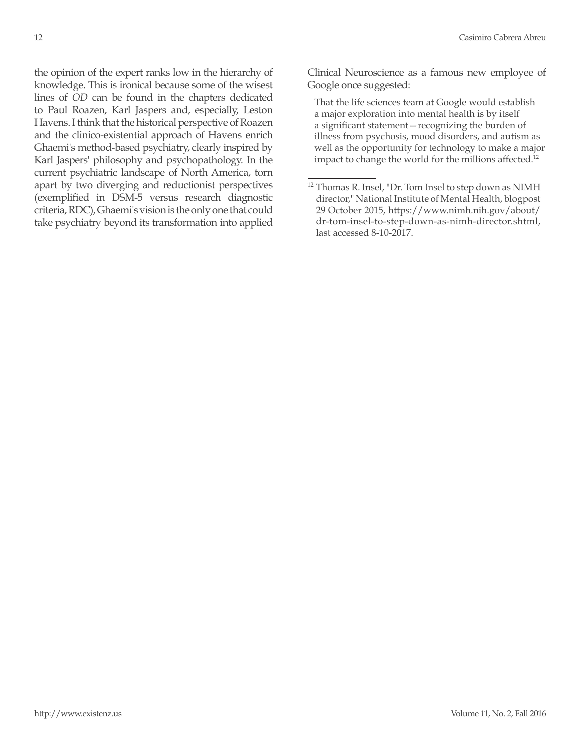the opinion of the expert ranks low in the hierarchy of knowledge. This is ironical because some of the wisest lines of *OD* can be found in the chapters dedicated to Paul Roazen, Karl Jaspers and, especially, Leston Havens. I think that the historical perspective of Roazen and the clinico-existential approach of Havens enrich Ghaemi's method-based psychiatry, clearly inspired by Karl Jaspers' philosophy and psychopathology. In the current psychiatric landscape of North America, torn apart by two diverging and reductionist perspectives (exemplified in DSM-5 versus research diagnostic criteria, RDC), Ghaemi's vision is the only one that could take psychiatry beyond its transformation into applied Clinical Neuroscience as a famous new employee of Google once suggested:

> That the life sciences team at Google would establish a major exploration into mental health is by itself a significant statement—recognizing the burden of illness from psychosis, mood disorders, and autism as well as the opportunity for technology to make a major impact to change the world for the millions affected.[12]

---

[12] Thomas R. Insel, "Dr. Tom Insel to step down as NIMH director," National Institute of Mental Health, blogpost 29 October 2015, https://www.nimh.nih.gov/about/dr-tom-insel-to-step-down-as-nimh-director.shtml, last accessed 8-10-2017.